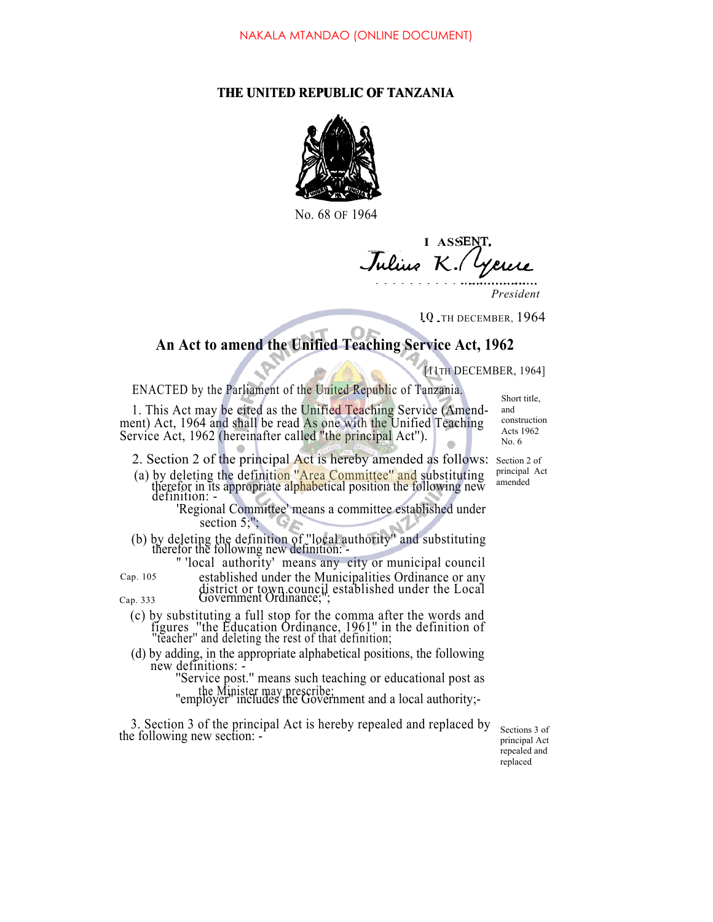NAKALA MTANDAO (ONLINE DOCUMENT)

**THE UNITED REPUBLIC OF TANZANIA**

No. 68 OF 1964

I ASSENT,

Julius K. Nyerere

*President*

10 TH DECEMBER, 1964

## An Act to amend the Unified Teaching Service Act, 1962

[11TH DECEMBER, 1964]

ENACTED by the Parliament of the United Republic of Tanzania.

*Short title, and construction Acts 1962 No. 6*

1. This Act may be cited as the Unified Teaching Service (Amendment) Act, 1964 and shall be read As one with the Unified Teaching Service Act, 1962 (hereinafter called "the principal Act").

*Section 2 of principal Act amended*

2. Section 2 of the principal Act is hereby amended as follows:

(a) by deleting the definition "Area Committee" and substituting therefor in its appropriate alphabetical position the following new definition: -

'Regional Committee' means a committee established under section 5;";

(b) by deleting the definition of "local authority" and substituting therefor the following new definition: -

" 'local authority' means any city or municipal council established under the Municipalities Ordinance or any district or town council established under the Local Government Ordinance;";

*Cap. 105*

*Cap. 333*

(c) by substituting a full stop for the comma after the words and figures "the Education Ordinance, 1961" in the definition of "teacher" and deleting the rest of that definition;

(d) by adding, in the appropriate alphabetical positions, the following new definitions: -

"Service post." means such teaching or educational post as the Minister may prescribe;

"employer" includes the Government and a local authority;-

*Sections 3 of principal Act repealed and replaced*

3. Section 3 of the principal Act is hereby repealed and replaced by the following new section: -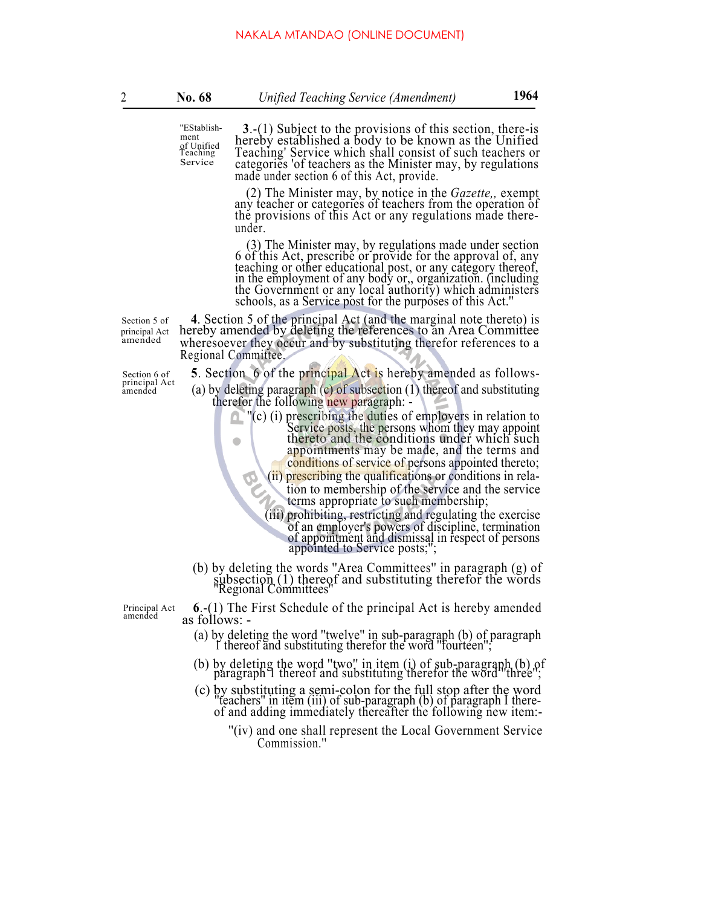"Establishment of Unified Teaching Service

**3**.-(1) Subject to the provisions of this section, there-is hereby established a body to be known as the Unified Teaching' Service which shall consist of such teachers or categories 'of teachers as the Minister may, by regulations made under section 6 of this Act, provide.

(2) The Minister may, by notice in the *Gazette,,* exempt any teacher or categories of teachers from the operation of the provisions of this Act or any regulations made thereunder.

(3) The Minister may, by regulations made under section 6 of this Act, prescribe or provide for the approval of, any teaching or other educational post, or any category thereof, in the employment of any body or,, organization. (including the Government or any local authority) which administers schools, as a Service post for the purposes of this Act."

Section 5 of principal Act amended

**4**. Section 5 of the principal Act (and the marginal note thereto) is hereby amended by deleting the references to an Area Committee wheresoever they occur and by substituting therefor references to a Regional Committee.

Section 6 of principal Act amended

**5**. Section 6 of the principal Act is hereby amended as follows-

(a) by deleting paragraph (c) of subsection (1) thereof and substituting therefor the following new paragraph: -

"(c) (i) prescribing the duties of employers in relation to Service posts, the persons whom they may appoint thereto and the conditions under which such appointments may be made, and the terms and conditions of service of persons appointed thereto;

(ii) prescribing the qualifications or conditions in relation to membership of the service and the service terms appropriate to such membership;

(iii) prohibiting, restricting and regulating the exercise of an employer's powers of discipline, termination of appointment and dismissal in respect of persons appointed to Service posts;";

(b) by deleting the words "Area Committees" in paragraph (g) of subsection (1) thereof and substituting therefor the words "Regional Committees"

Principal Act amended

**6**.-(1) The First Schedule of the principal Act is hereby amended as follows: -

(a) by deleting the word "twelve" in sub-paragraph (b) of paragraph I thereof and substituting therefor the word "fourteen";

(b) by deleting the word "two" in item (i) of sub-paragraph (b) of paragraph I thereof and substituting therefor the word "three";

(c) by substituting a semi-colon for the full stop after the word "teachers" in item (iii) of sub-paragraph (b) of paragraph I thereof and adding immediately thereafter the following new item:-

"(iv) and one shall represent the Local Government Service Commission."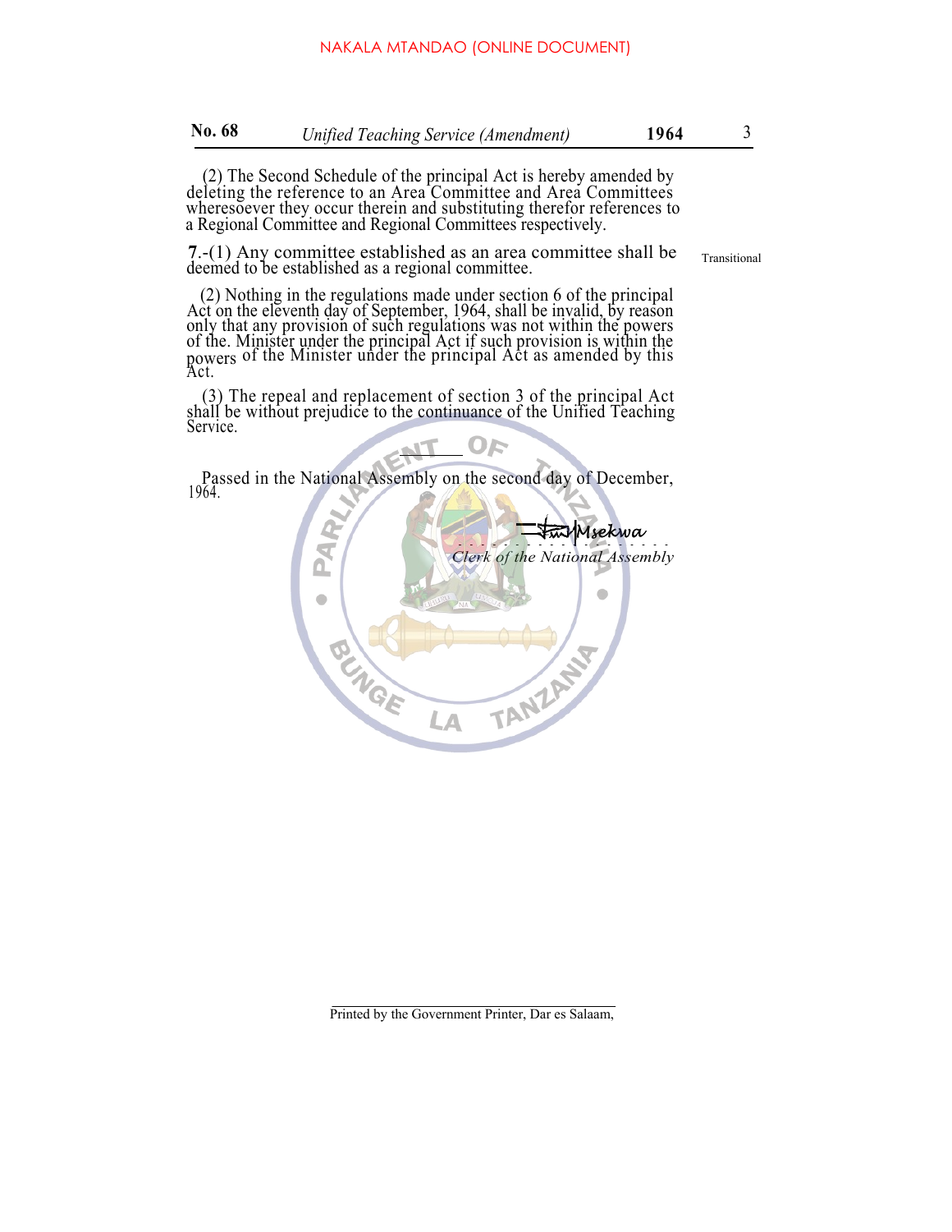(2) The Second Schedule of the principal Act is hereby amended by deleting the reference to an Area Committee and Area Committees wheresoever they occur therein and substituting therefor references to a Regional Committee and Regional Committees respectively.

Transitional

**7**.-(1) Any committee established as an area committee shall be deemed to be established as a regional committee.

(2) Nothing in the regulations made under section 6 of the principal Act on the eleventh day of September, 1964, shall be invalid, by reason only that any provision of such regulations was not within the powers of the Minister under the principal Act if such provision is within the powers of the Minister under the principal Act as amended by this Act.

(3) The repeal and replacement of section 3 of the principal Act shall be without prejudice to the continuance of the Unified Teaching Service.

---

Passed in the National Assembly on the second day of December, 1964.

Msekwa

*Clerk of the National Assembly*

Printed by the Government Printer, Dar es Salaam,